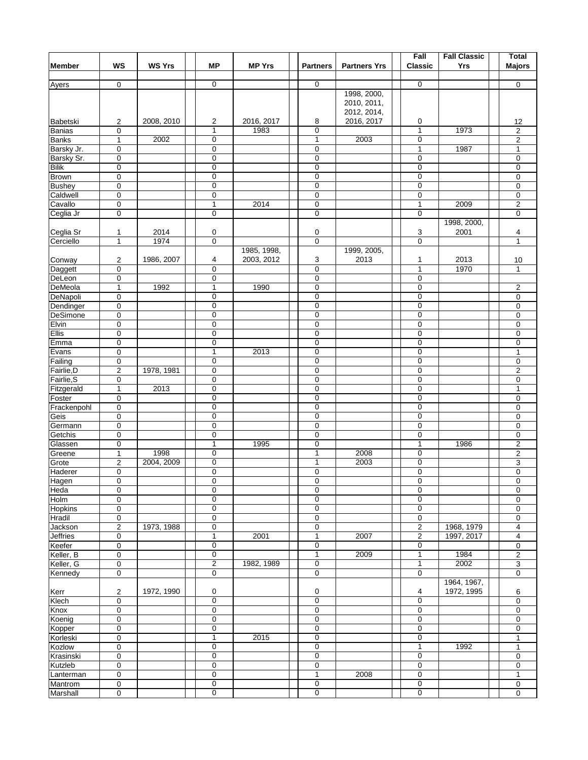| Member | WS | WS Yrs | | MP | MP Yrs | | Partners | Partners Yrs | | Fall Classic | Fall Classic Yrs | | Total Majors |
|---|---|---|---|---|---|---|---|---|---|---|---|---|---|
| | | | | | | | | | | | | | |
| Ayers | 0 | | | 0 | | | 0 | | | 0 | | | 0 |
| Babetski | 2 | 2008, 2010 | | 2 | 2016, 2017 | | 8 | 1998, 2000, 2010, 2011, 2012, 2014, 2016, 2017 | | 0 | | | 12 |
| Banias | 0 | | | 1 | 1983 | | 0 | | | 1 | 1973 | | 2 |
| Banks | 1 | 2002 | | 0 | | | 1 | 2003 | | 0 | | | 2 |
| Barsky Jr. | 0 | | | 0 | | | 0 | | | 1 | 1987 | | 1 |
| Barsky Sr. | 0 | | | 0 | | | 0 | | | 0 | | | 0 |
| Bilik | 0 | | | 0 | | | 0 | | | 0 | | | 0 |
| Brown | 0 | | | 0 | | | 0 | | | 0 | | | 0 |
| Bushey | 0 | | | 0 | | | 0 | | | 0 | | | 0 |
| Caldwell | 0 | | | 0 | | | 0 | | | 0 | | | 0 |
| Cavallo | 0 | | | 1 | 2014 | | 0 | | | 1 | 2009 | | 2 |
| Ceglia Jr | 0 | | | 0 | | | 0 | | | 0 | | | 0 |
| Ceglia Sr | 1 | 2014 | | 0 | | | 0 | | | 3 | 1998, 2000, 2001 | | 4 |
| Cerciello | 1 | 1974 | | 0 | | | 0 | | | 0 | | | 1 |
| Conway | 2 | 1986, 2007 | | 4 | 1985, 1998, 2003, 2012 | | 3 | 1999, 2005, 2013 | | 1 | 2013 | | 10 |
| Daggett | 0 | | | 0 | | | 0 | | | 1 | 1970 | | 1 |
| DeLeon | 0 | | | 0 | | | 0 | | | 0 | | | |
| DeMeola | 1 | 1992 | | 1 | 1990 | | 0 | | | 0 | | | 2 |
| DeNapoli | 0 | | | 0 | | | 0 | | | 0 | | | 0 |
| Dendinger | 0 | | | 0 | | | 0 | | | 0 | | | 0 |
| DeSimone | 0 | | | 0 | | | 0 | | | 0 | | | 0 |
| Elvin | 0 | | | 0 | | | 0 | | | 0 | | | 0 |
| Ellis | 0 | | | 0 | | | 0 | | | 0 | | | 0 |
| Emma | 0 | | | 0 | | | 0 | | | 0 | | | 0 |
| Evans | 0 | | | 1 | 2013 | | 0 | | | 0 | | | 1 |
| Failing | 0 | | | 0 | | | 0 | | | 0 | | | 0 |
| Fairlie,D | 2 | 1978, 1981 | | 0 | | | 0 | | | 0 | | | 2 |
| Fairlie,S | 0 | | | 0 | | | 0 | | | 0 | | | 0 |
| Fitzgerald | 1 | 2013 | | 0 | | | 0 | | | 0 | | | 1 |
| Foster | 0 | | | 0 | | | 0 | | | 0 | | | 0 |
| Frackenpohl | 0 | | | 0 | | | 0 | | | 0 | | | 0 |
| Geis | 0 | | | 0 | | | 0 | | | 0 | | | 0 |
| Germann | 0 | | | 0 | | | 0 | | | 0 | | | 0 |
| Getchis | 0 | | | 0 | | | 0 | | | 0 | | | 0 |
| Glassen | 0 | | | 1 | 1995 | | 0 | | | 1 | 1986 | | 2 |
| Greene | 1 | 1998 | | 0 | | | 1 | 2008 | | 0 | | | 2 |
| Grote | 2 | 2004, 2009 | | 0 | | | 1 | 2003 | | 0 | | | 3 |
| Haderer | 0 | | | 0 | | | 0 | | | 0 | | | 0 |
| Hagen | 0 | | | 0 | | | 0 | | | 0 | | | 0 |
| Heda | 0 | | | 0 | | | 0 | | | 0 | | | 0 |
| Holm | 0 | | | 0 | | | 0 | | | 0 | | | 0 |
| Hopkins | 0 | | | 0 | | | 0 | | | 0 | | | 0 |
| Hradil | 0 | | | 0 | | | 0 | | | 0 | | | 0 |
| Jackson | 2 | 1973, 1988 | | 0 | | | 0 | | | 2 | 1968, 1979 | | 4 |
| Jeffries | 0 | | | 1 | 2001 | | 1 | 2007 | | 2 | 1997, 2017 | | 4 |
| Keefer | 0 | | | 0 | | | 0 | | | 0 | | | 0 |
| Keller, B | 0 | | | 0 | | | 1 | 2009 | | 1 | 1984 | | 2 |
| Keller, G | 0 | | | 2 | 1982, 1989 | | 0 | | | 1 | 2002 | | 3 |
| Kennedy | 0 | | | 0 | | | 0 | | | 0 | | | 0 |
| Kerr | 2 | 1972, 1990 | | 0 | | | 0 | | | 4 | 1964, 1967, 1972, 1995 | | 6 |
| Klech | 0 | | | 0 | | | 0 | | | 0 | | | 0 |
| Knox | 0 | | | 0 | | | 0 | | | 0 | | | 0 |
| Koenig | 0 | | | 0 | | | 0 | | | 0 | | | 0 |
| Kopper | 0 | | | 0 | | | 0 | | | 0 | | | 0 |
| Korleski | 0 | | | 1 | 2015 | | 0 | | | 0 | | | 1 |
| Kozlow | 0 | | | 0 | | | 0 | | | 1 | 1992 | | 1 |
| Krasinski | 0 | | | 0 | | | 0 | | | 0 | | | 0 |
| Kutzleb | 0 | | | 0 | | | 0 | | | 0 | | | 0 |
| Lanterman | 0 | | | 0 | | | 1 | 2008 | | 0 | | | 1 |
| Mantrom | 0 | | | 0 | | | 0 | | | 0 | | | 0 |
| Marshall | 0 | | | 0 | | | 0 | | | 0 | | | 0 |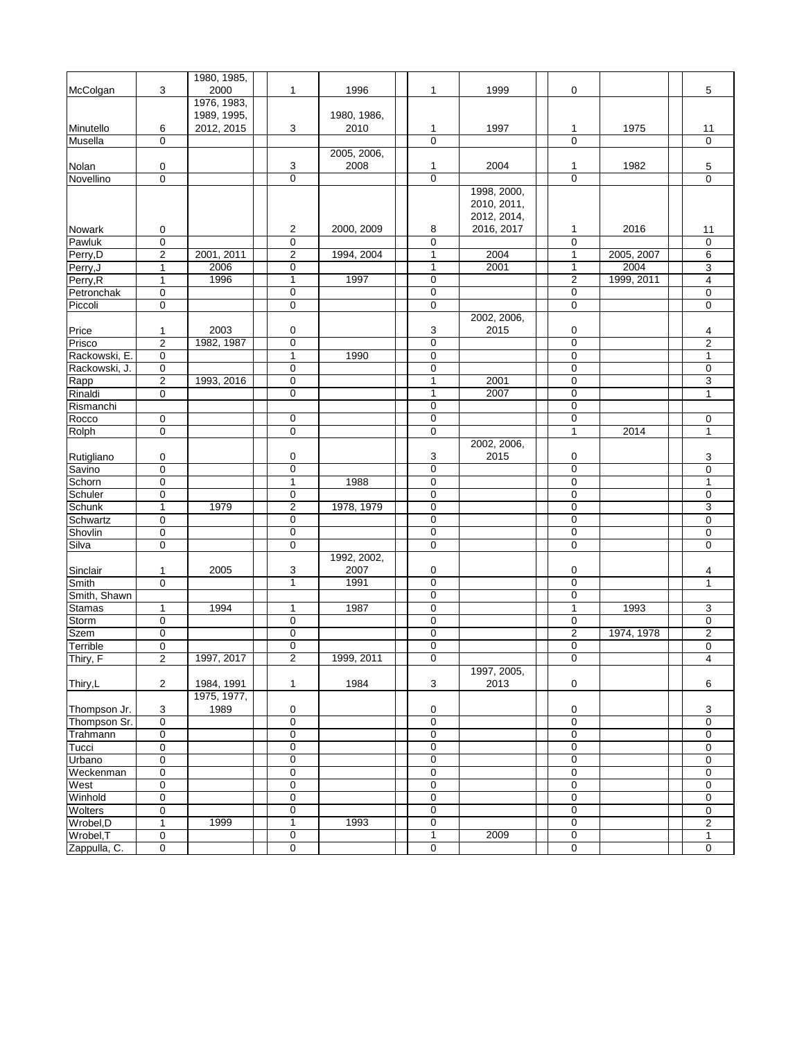| | | | | | | | | | |
|---|---|---|---|---|---|---|---|---|---|
| McColgan | 3 | 1980, 1985, 2000 | 1 | 1996 | 1 | 1999 | 0 | | 5 |
| Minutello | 6 | 1976, 1983, 1989, 1995, 2012, 2015 | 3 | 1980, 1986, 2010 | 1 | 1997 | 1 | 1975 | 11 |
| Musella | 0 | | | | 0 | | 0 | | 0 |
| Nolan | 0 | | 3 | 2005, 2006, 2008 | 1 | 2004 | 1 | 1982 | 5 |
| Novellino | 0 | | 0 | | 0 | | 0 | | 0 |
| Nowark | 0 | | 2 | 2000, 2009 | 8 | 1998, 2000, 2010, 2011, 2012, 2014, 2016, 2017 | 1 | 2016 | 11 |
| Pawluk | 0 | | 0 | | 0 | | 0 | | 0 |
| Perry,D | 2 | 2001, 2011 | 2 | 1994, 2004 | 1 | 2004 | 1 | 2005, 2007 | 6 |
| Perry,J | 1 | 2006 | 0 | | 1 | 2001 | 1 | 2004 | 3 |
| Perry,R | 1 | 1996 | 1 | 1997 | 0 | | 2 | 1999, 2011 | 4 |
| Petronchak | 0 | | 0 | | 0 | | 0 | | 0 |
| Piccoli | 0 | | 0 | | 0 | | 0 | | 0 |
| Price | 1 | 2003 | 0 | | 3 | 2002, 2006, 2015 | 0 | | 4 |
| Prisco | 2 | 1982, 1987 | 0 | | 0 | | 0 | | 2 |
| Rackowski, E. | 0 | | 1 | 1990 | 0 | | 0 | | 1 |
| Rackowski, J. | 0 | | 0 | | 0 | | 0 | | 0 |
| Rapp | 2 | 1993, 2016 | 0 | | 1 | 2001 | 0 | | 3 |
| Rinaldi | 0 | | 0 | | 1 | 2007 | 0 | | 1 |
| Rismanchi | | | | | 0 | | 0 | | |
| Rocco | 0 | | 0 | | 0 | | 0 | | 0 |
| Rolph | 0 | | 0 | | 0 | | 1 | 2014 | 1 |
| Rutigliano | 0 | | 0 | | 3 | 2002, 2006, 2015 | 0 | | 3 |
| Savino | 0 | | 0 | | 0 | | 0 | | 0 |
| Schorn | 0 | | 1 | 1988 | 0 | | 0 | | 1 |
| Schuler | 0 | | 0 | | 0 | | 0 | | 0 |
| Schunk | 1 | 1979 | 2 | 1978, 1979 | 0 | | 0 | | 3 |
| Schwartz | 0 | | 0 | | 0 | | 0 | | 0 |
| Shovlin | 0 | | 0 | | 0 | | 0 | | 0 |
| Silva | 0 | | 0 | | 0 | | 0 | | 0 |
| Sinclair | 1 | 2005 | 3 | 1992, 2002, 2007 | 0 | | 0 | | 4 |
| Smith | 0 | | 1 | 1991 | 0 | | 0 | | 1 |
| Smith, Shawn | | | | | 0 | | 0 | | |
| Stamas | 1 | 1994 | 1 | 1987 | 0 | | 1 | 1993 | 3 |
| Storm | 0 | | 0 | | 0 | | 0 | | 0 |
| Szem | 0 | | 0 | | 0 | | 2 | 1974, 1978 | 2 |
| Terrible | 0 | | 0 | | 0 | | 0 | | 0 |
| Thiry, F | 2 | 1997, 2017 | 2 | 1999, 2011 | 0 | | 0 | | 4 |
| Thiry,L | 2 | 1984, 1991 | 1 | 1984 | 3 | 1997, 2005, 2013 | 0 | | 6 |
| Thompson Jr. | 3 | 1975, 1977, 1989 | 0 | | 0 | | 0 | | 3 |
| Thompson Sr. | 0 | | 0 | | 0 | | 0 | | 0 |
| Trahmann | 0 | | 0 | | 0 | | 0 | | 0 |
| Tucci | 0 | | 0 | | 0 | | 0 | | 0 |
| Urbano | 0 | | 0 | | 0 | | 0 | | 0 |
| Weckenman | 0 | | 0 | | 0 | | 0 | | 0 |
| West | 0 | | 0 | | 0 | | 0 | | 0 |
| Winhold | 0 | | 0 | | 0 | | 0 | | 0 |
| Wolters | 0 | | 0 | | 0 | | 0 | | 0 |
| Wrobel,D | 1 | 1999 | 1 | 1993 | 0 | | 0 | | 2 |
| Wrobel,T | 0 | | 0 | | 1 | 2009 | 0 | | 1 |
| Zappulla, C. | 0 | | 0 | | 0 | | 0 | | 0 |